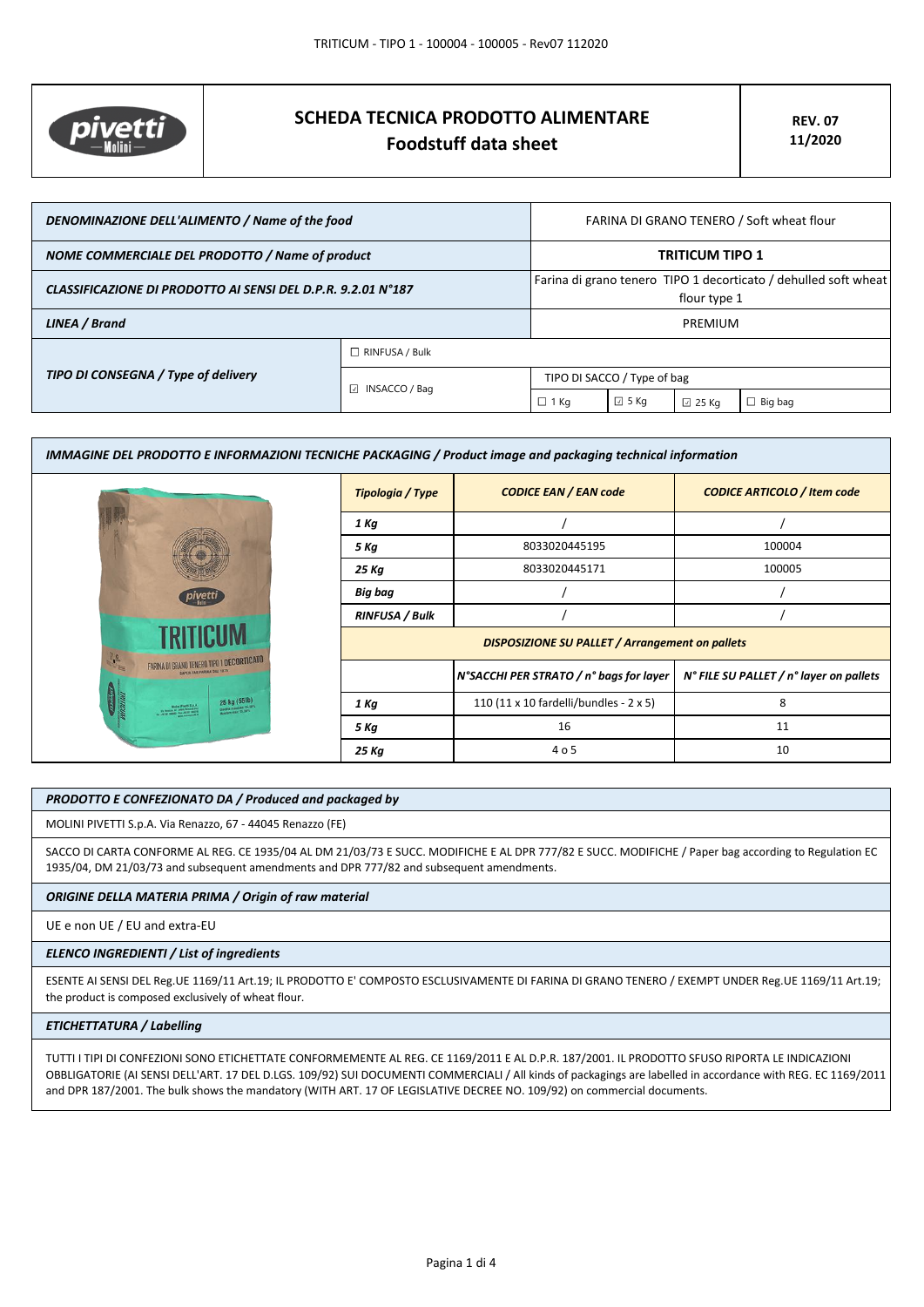# SCHEDA TECNICA PRODOTTO ALIMENTARE
## Foodstuff data sheet

**REV. 07**
**11/2020**

| | | | | | |
|---|---|---|---|---|---|
| ***DENOMINAZIONE DELL'ALIMENTO / Name of the food*** | | FARINA DI GRANO TENERO / Soft wheat flour | | | |
| ***NOME COMMERCIALE DEL PRODOTTO / Name of product*** | | **TRITICUM TIPO 1** | | | |
| ***CLASSIFICAZIONE DI PRODOTTO AI SENSI DEL D.P.R. 9.2.01 N°187*** | | Farina di grano tenero TIPO 1 decorticato / dehulled soft wheat flour type 1 | | | |
| ***LINEA / Brand*** | | PREMIUM | | | |
| ***TIPO DI CONSEGNA / Type of delivery*** | ☐ RINFUSA / Bulk | | | | |
| | ☑ INSACCO / Bag | TIPO DI SACCO / Type of bag | | | |
| | | ☐ 1 Kg | ☑ 5 Kg | ☑ 25 Kg | ☐ Big bag |

***IMMAGINE DEL PRODOTTO E INFORMAZIONI TECNICHE PACKAGING / Product image and packaging technical information***

| ***Tipologia / Type*** | ***CODICE EAN / EAN code*** | ***CODICE ARTICOLO / Item code*** |
|---|---|---|
| ***1 Kg*** | / | / |
| ***5 Kg*** | 8033020445195 | 100004 |
| ***25 Kg*** | 8033020445171 | 100005 |
| ***Big bag*** | / | / |
| ***RINFUSA / Bulk*** | / | / |
| ***DISPOSIZIONE SU PALLET / Arrangement on pallets*** | | |
| | ***N°SACCHI PER STRATO / n° bags for layer*** | ***N° FILE SU PALLET / n° layer on pallets*** |
| ***1 Kg*** | 110 (11 x 10 fardelli/bundles - 2 x 5) | 8 |
| ***5 Kg*** | 16 | 11 |
| ***25 Kg*** | 4 o 5 | 10 |

***PRODOTTO E CONFEZIONATO DA / Produced and packaged by***

MOLINI PIVETTI S.p.A. Via Renazzo, 67 - 44045 Renazzo (FE)

SACCO DI CARTA CONFORME AL REG. CE 1935/04 AL DM 21/03/73 E SUCC. MODIFICHE E AL DPR 777/82 E SUCC. MODIFICHE / Paper bag according to Regulation EC 1935/04, DM 21/03/73 and subsequent amendments and DPR 777/82 and subsequent amendments.

***ORIGINE DELLA MATERIA PRIMA / Origin of raw material***

UE e non UE / EU and extra-EU

***ELENCO INGREDIENTI / List of ingredients***

ESENTE AI SENSI DEL Reg.UE 1169/11 Art.19; IL PRODOTTO E' COMPOSTO ESCLUSIVAMENTE DI FARINA DI GRANO TENERO / EXEMPT UNDER Reg.UE 1169/11 Art.19; the product is composed exclusively of wheat flour.

***ETICHETTATURA / Labelling***

TUTTI I TIPI DI CONFEZIONI SONO ETICHETTATE CONFORMEMENTE AL REG. CE 1169/2011 E AL D.P.R. 187/2001. IL PRODOTTO SFUSO RIPORTA LE INDICAZIONI OBBLIGATORIE (AI SENSI DELL'ART. 17 DEL D.LGS. 109/92) SUI DOCUMENTI COMMERCIALI / All kinds of packagings are labelled in accordance with REG. EC 1169/2011 and DPR 187/2001. The bulk shows the mandatory (WITH ART. 17 OF LEGISLATIVE DECREE NO. 109/92) on commercial documents.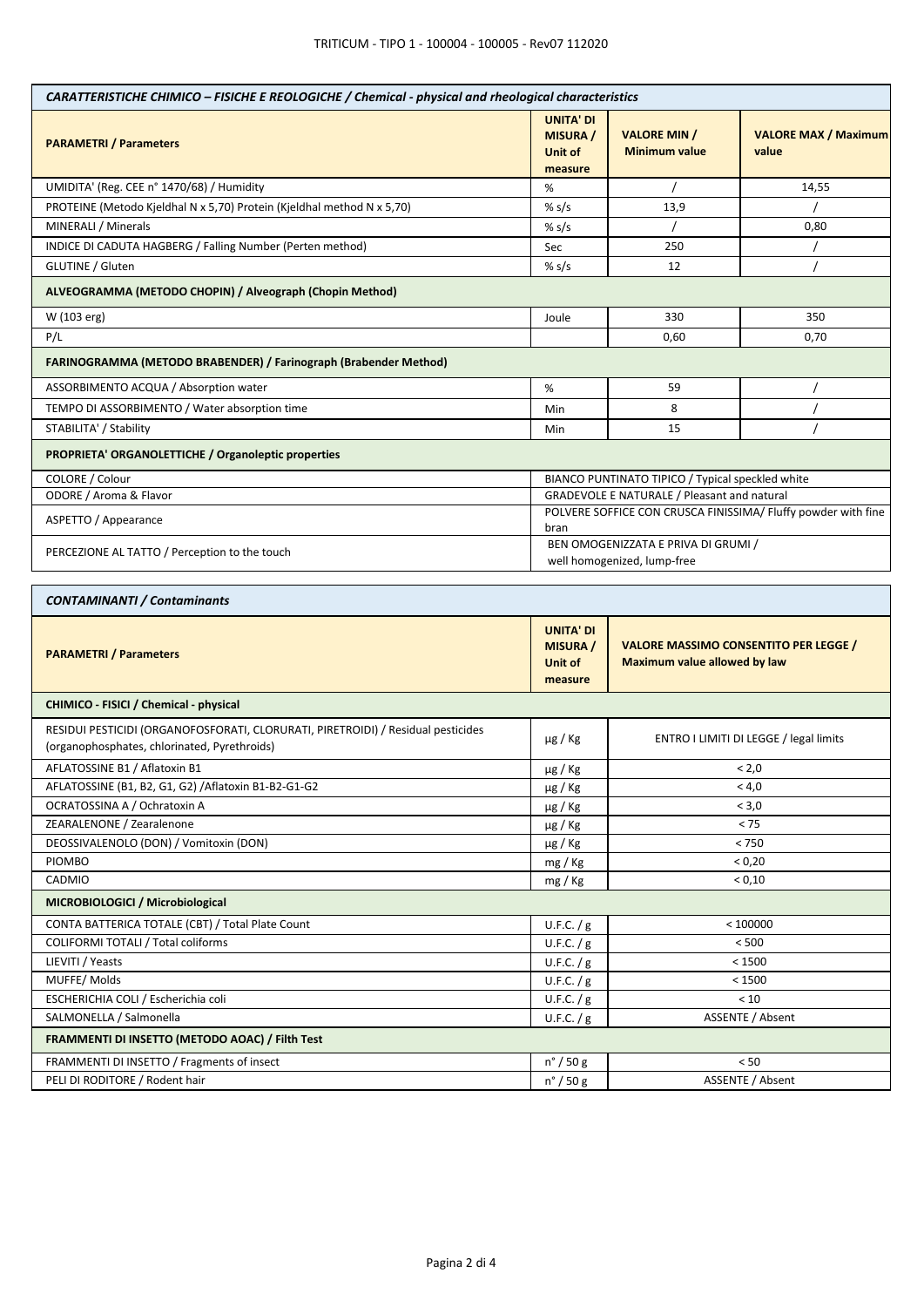| *CARATTERISTICHE CHIMICO – FISICHE E REOLOGICHE / Chemical - physical and rheological characteristics* | | | |
|---|---|---|---|
| **PARAMETRI / Parameters** | **UNITA' DI MISURA / Unit of measure** | **VALORE MIN / Minimum value** | **VALORE MAX / Maximum value** |
| UMIDITA' (Reg. CEE n° 1470/68) / Humidity | % | / | 14,55 |
| PROTEINE (Metodo Kjeldhal N x 5,70) Protein (Kjeldhal method N x 5,70) | % s/s | 13,9 | / |
| MINERALI / Minerals | % s/s | / | 0,80 |
| INDICE DI CADUTA HAGBERG / Falling Number (Perten method) | Sec | 250 | / |
| GLUTINE / Gluten | % s/s | 12 | / |
| **ALVEOGRAMMA (METODO CHOPIN) / Alveograph (Chopin Method)** | | | |
| W (103 erg) | Joule | 330 | 350 |
| P/L | | 0,60 | 0,70 |
| **FARINOGRAMMA (METODO BRABENDER) / Farinograph (Brabender Method)** | | | |
| ASSORBIMENTO ACQUA / Absorption water | % | 59 | / |
| TEMPO DI ASSORBIMENTO / Water absorption time | Min | 8 | / |
| STABILITA' / Stability | Min | 15 | / |
| **PROPRIETA' ORGANOLETTICHE / Organoleptic properties** | | | |
| COLORE / Colour | BIANCO PUNTINATO TIPICO / Typical speckled white | | |
| ODORE / Aroma & Flavor | GRADEVOLE E NATURALE / Pleasant and natural | | |
| ASPETTO / Appearance | POLVERE SOFFICE CON CRUSCA FINISSIMA/ Fluffy powder with fine bran | | |
| PERCEZIONE AL TATTO / Perception to the touch | BEN OMOGENIZZATA E PRIVA DI GRUMI / well homogenized, lump-free | | |

| *CONTAMINANTI / Contaminants* | | |
|---|---|---|
| **PARAMETRI / Parameters** | **UNITA' DI MISURA / Unit of measure** | **VALORE MASSIMO CONSENTITO PER LEGGE / Maximum value allowed by law** |
| **CHIMICO - FISICI / Chemical - physical** | | |
| RESIDUI PESTICIDI (ORGANOFOSFORATI, CLORURATI, PIRETROIDI) / Residual pesticides (organophosphates, chlorinated, Pyrethroids) | µg / Kg | ENTRO I LIMITI DI LEGGE / legal limits |
| AFLATOSSINE B1 / Aflatoxin B1 | µg / Kg | < 2,0 |
| AFLATOSSINE (B1, B2, G1, G2) /Aflatoxin B1-B2-G1-G2 | µg / Kg | < 4,0 |
| OCRATOSSINA A / Ochratoxin A | µg / Kg | < 3,0 |
| ZEARALENONE / Zearalenone | µg / Kg | < 75 |
| DEOSSIVALENOLO (DON) / Vomitoxin (DON) | µg / Kg | < 750 |
| PIOMBO | mg / Kg | < 0,20 |
| CADMIO | mg / Kg | < 0,10 |
| **MICROBIOLOGICI / Microbiological** | | |
| CONTA BATTERICA TOTALE (CBT) / Total Plate Count | U.F.C. / g | < 100000 |
| COLIFORMI TOTALI / Total coliforms | U.F.C. / g | < 500 |
| LIEVITI / Yeasts | U.F.C. / g | < 1500 |
| MUFFE/ Molds | U.F.C. / g | < 1500 |
| ESCHERICHIA COLI / Escherichia coli | U.F.C. / g | < 10 |
| SALMONELLA / Salmonella | U.F.C. / g | ASSENTE / Absent |
| **FRAMMENTI DI INSETTO (METODO AOAC) / Filth Test** | | |
| FRAMMENTI DI INSETTO / Fragments of insect | n° / 50 g | < 50 |
| PELI DI RODITORE / Rodent hair | n° / 50 g | ASSENTE / Absent |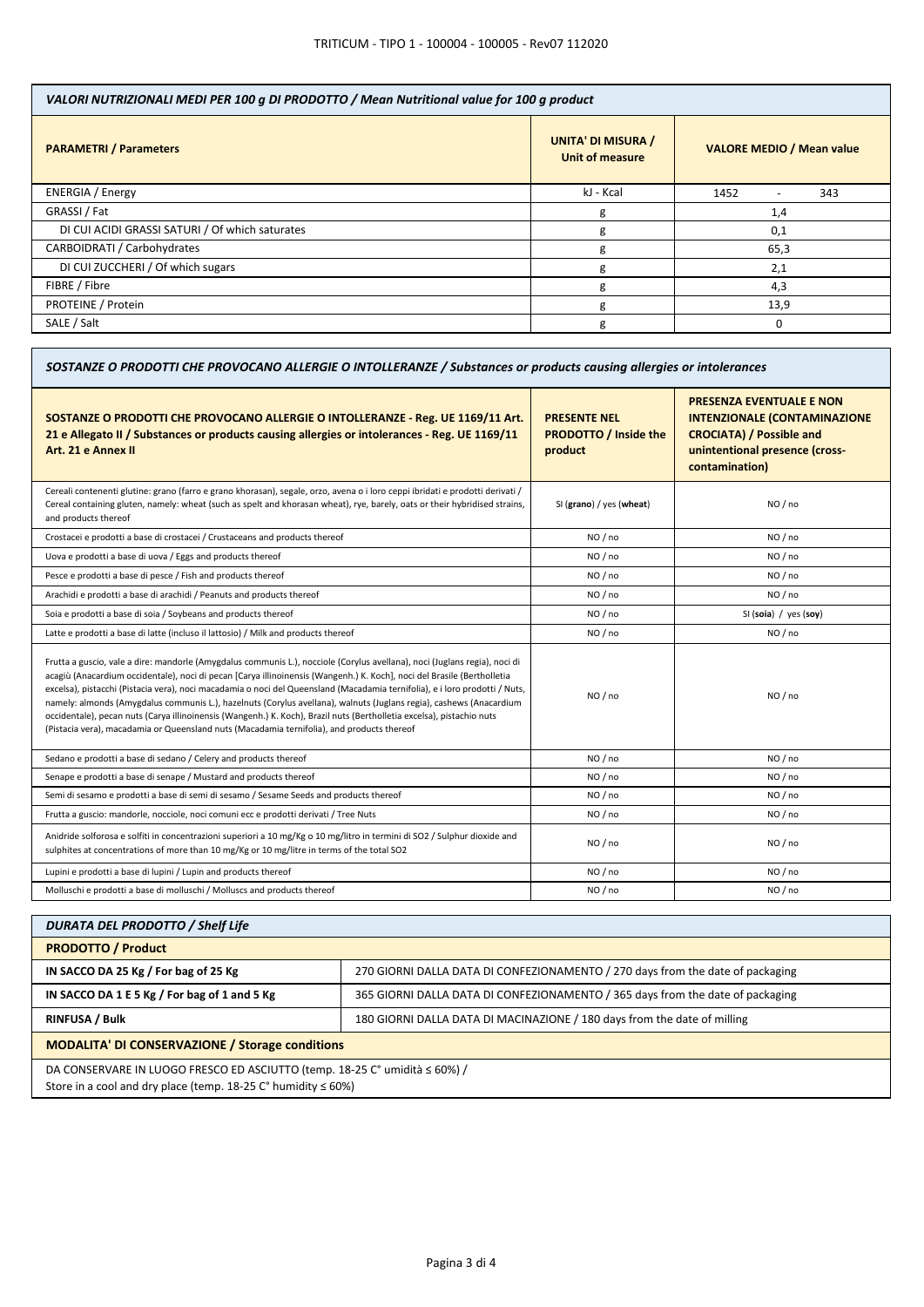## VALORI NUTRIZIONALI MEDI PER 100 g DI PRODOTTO / Mean Nutritional value for 100 g product

| PARAMETRI / Parameters | UNITA' DI MISURA / Unit of measure | VALORE MEDIO / Mean value |
|---|---|---|
| ENERGIA / Energy | kJ - Kcal | 1452 - 343 |
| GRASSI / Fat | g | 1,4 |
| DI CUI ACIDI GRASSI SATURI / Of which saturates | g | 0,1 |
| CARBOIDRATI / Carbohydrates | g | 65,3 |
| DI CUI ZUCCHERI / Of which sugars | g | 2,1 |
| FIBRE / Fibre | g | 4,3 |
| PROTEINE / Protein | g | 13,9 |
| SALE / Salt | g | 0 |

## SOSTANZE O PRODOTTI CHE PROVOCANO ALLERGIE O INTOLLERANZE / Substances or products causing allergies or intolerances

| SOSTANZE O PRODOTTI CHE PROVOCANO ALLERGIE O INTOLLERANZE - Reg. UE 1169/11 Art. 21 e Allegato II / Substances or products causing allergies or intolerances - Reg. UE 1169/11 Art. 21 e Annex II | PRESENTE NEL PRODOTTO / Inside the product | PRESENZA EVENTUALE E NON INTENZIONALE (CONTAMINAZIONE CROCIATA) / Possible and unintentional presence (cross-contamination) |
|---|---|---|
| Cereali contenenti glutine: grano (farro e grano khorasan), segale, orzo, avena o i loro ceppi ibridati e prodotti derivati / Cereal containing gluten, namely: wheat (such as spelt and khorasan wheat), rye, barely, oats or their hybridised strains, and products thereof | SI (**grano**) / yes (**wheat**) | NO / no |
| Crostacei e prodotti a base di crostacei / Crustaceans and products thereof | NO / no | NO / no |
| Uova e prodotti a base di uova / Eggs and products thereof | NO / no | NO / no |
| Pesce e prodotti a base di pesce / Fish and products thereof | NO / no | NO / no |
| Arachidi e prodotti a base di arachidi / Peanuts and products thereof | NO / no | NO / no |
| Soia e prodotti a base di soia / Soybeans and products thereof | NO / no | SI (**soia**) / yes (**soy**) |
| Latte e prodotti a base di latte (incluso il lattosio) / Milk and products thereof | NO / no | NO / no |
| Frutta a guscio, vale a dire: mandorle (Amygdalus communis L.), nocciole (Corylus avellana), noci (Juglans regia), noci di acagiù (Anacardium occidentale), noci di pecan [Carya illinoinensis (Wangenh.) K. Koch], noci del Brasile (Bertholletia excelsa), pistacchi (Pistacia vera), noci macadamia o noci del Queensland (Macadamia ternifolia), e i loro prodotti / Nuts, namely: almonds (Amygdalus communis L.), hazelnuts (Corylus avellana), walnuts (Juglans regia), cashews (Anacardium occidentale), pecan nuts (Carya illinoinensis (Wangenh.) K. Koch), Brazil nuts (Bertholletia excelsa), pistachio nuts (Pistacia vera), macadamia or Queensland nuts (Macadamia ternifolia), and products thereof | NO / no | NO / no |
| Sedano e prodotti a base di sedano / Celery and products thereof | NO / no | NO / no |
| Senape e prodotti a base di senape / Mustard and products thereof | NO / no | NO / no |
| Semi di sesamo e prodotti a base di semi di sesamo / Sesame Seeds and products thereof | NO / no | NO / no |
| Frutta a guscio: mandorle, nocciole, noci comuni ecc e prodotti derivati / Tree Nuts | NO / no | NO / no |
| Anidride solforosa e solfiti in concentrazioni superiori a 10 mg/Kg o 10 mg/litro in termini di SO2 / Sulphur dioxide and sulphites at concentrations of more than 10 mg/Kg or 10 mg/litre in terms of the total SO2 | NO / no | NO / no |
| Lupini e prodotti a base di lupini / Lupin and products thereof | NO / no | NO / no |
| Molluschi e prodotti a base di molluschi / Molluscs and products thereof | NO / no | NO / no |

## DURATA DEL PRODOTTO / Shelf Life

| PRODOTTO / Product | |
|---|---|
| **IN SACCO DA 25 Kg / For bag of 25 Kg** | 270 GIORNI DALLA DATA DI CONFEZIONAMENTO / 270 days from the date of packaging |
| **IN SACCO DA 1 E 5 Kg / For bag of 1 and 5 Kg** | 365 GIORNI DALLA DATA DI CONFEZIONAMENTO / 365 days from the date of packaging |
| **RINFUSA / Bulk** | 180 GIORNI DALLA DATA DI MACINAZIONE / 180 days from the date of milling |

**MODALITA' DI CONSERVAZIONE / Storage conditions**

DA CONSERVARE IN LUOGO FRESCO ED ASCIUTTO (temp. 18-25 C° umidità ≤ 60%) /
Store in a cool and dry place (temp. 18-25 C° humidity ≤ 60%)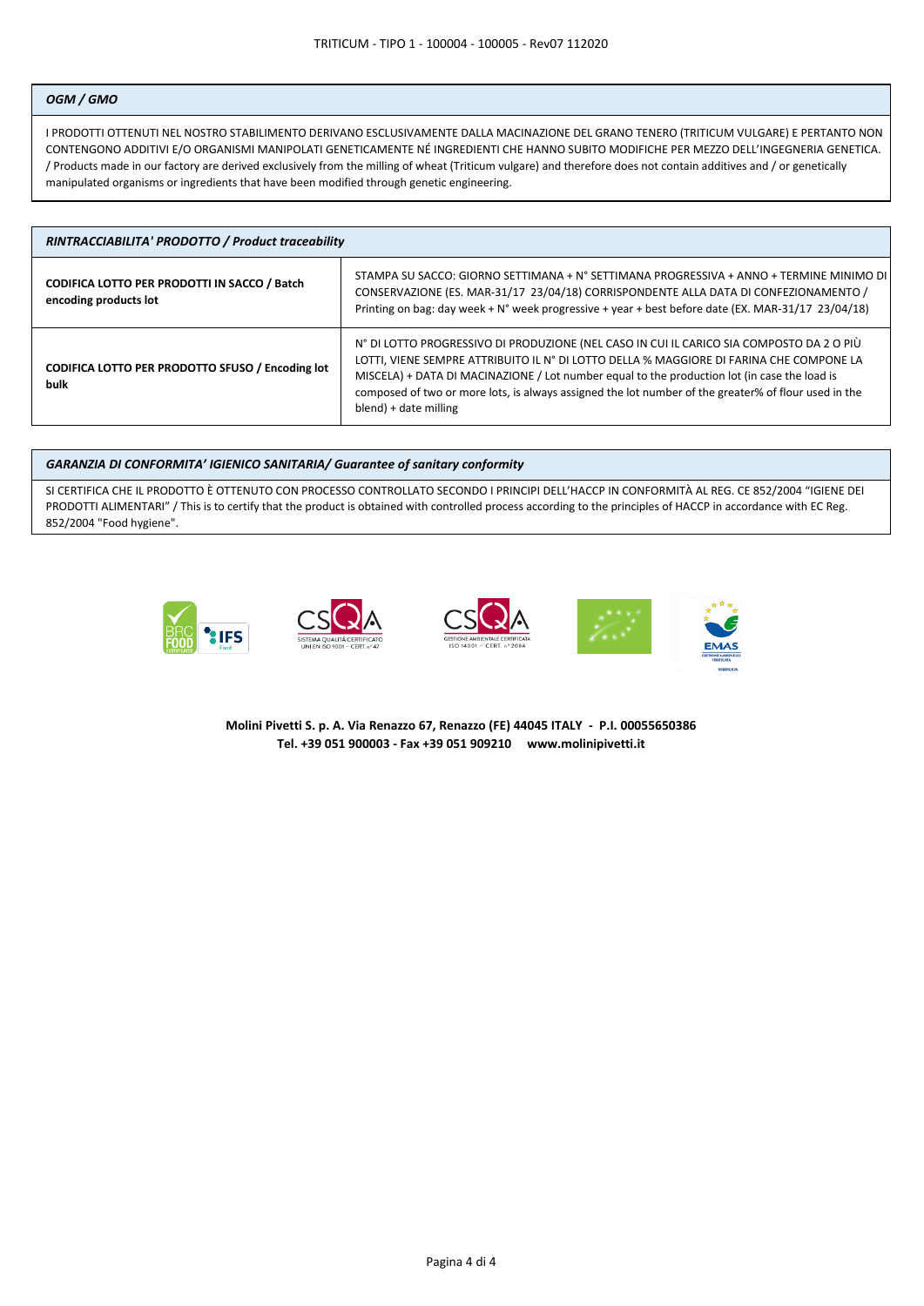## *OGM / GMO*

I PRODOTTI OTTENUTI NEL NOSTRO STABILIMENTO DERIVANO ESCLUSIVAMENTE DALLA MACINAZIONE DEL GRANO TENERO (TRITICUM VULGARE) E PERTANTO NON CONTENGONO ADDITIVI E/O ORGANISMI MANIPOLATI GENETICAMENTE NÉ INGREDIENTI CHE HANNO SUBITO MODIFICHE PER MEZZO DELL'INGEGNERIA GENETICA. / Products made in our factory are derived exclusively from the milling of wheat (Triticum vulgare) and therefore does not contain additives and / or genetically manipulated organisms or ingredients that have been modified through genetic engineering.

## *RINTRACCIABILITA' PRODOTTO / Product traceability*

| | |
|---|---|
| **CODIFICA LOTTO PER PRODOTTI IN SACCO / Batch encoding products lot** | STAMPA SU SACCO: GIORNO SETTIMANA + N° SETTIMANA PROGRESSIVA + ANNO + TERMINE MINIMO DI CONSERVAZIONE (ES. MAR-31/17 23/04/18) CORRISPONDENTE ALLA DATA DI CONFEZIONAMENTO / Printing on bag: day week + N° week progressive + year + best before date (EX. MAR-31/17 23/04/18) |
| **CODIFICA LOTTO PER PRODOTTO SFUSO / Encoding lot bulk** | N° DI LOTTO PROGRESSIVO DI PRODUZIONE (NEL CASO IN CUI IL CARICO SIA COMPOSTO DA 2 O PIÙ LOTTI, VIENE SEMPRE ATTRIBUITO IL N° DI LOTTO DELLA % MAGGIORE DI FARINA CHE COMPONE LA MISCELA) + DATA DI MACINAZIONE / Lot number equal to the production lot (in case the load is composed of two or more lots, is always assigned the lot number of the greater% of flour used in the blend) + date milling |

## *GARANZIA DI CONFORMITA' IGIENICO SANITARIA/ Guarantee of sanitary conformity*

SI CERTIFICA CHE IL PRODOTTO È OTTENUTO CON PROCESSO CONTROLLATO SECONDO I PRINCIPI DELL'HACCP IN CONFORMITÀ AL REG. CE 852/2004 "IGIENE DEI PRODOTTI ALIMENTARI" / This is to certify that the product is obtained with controlled process according to the principles of HACCP in accordance with EC Reg. 852/2004 "Food hygiene".

**Molini Pivetti S. p. A. Via Renazzo 67, Renazzo (FE) 44045 ITALY - P.I. 00055650386**
**Tel. +39 051 900003 - Fax +39 051 909210 www.molinipivetti.it**